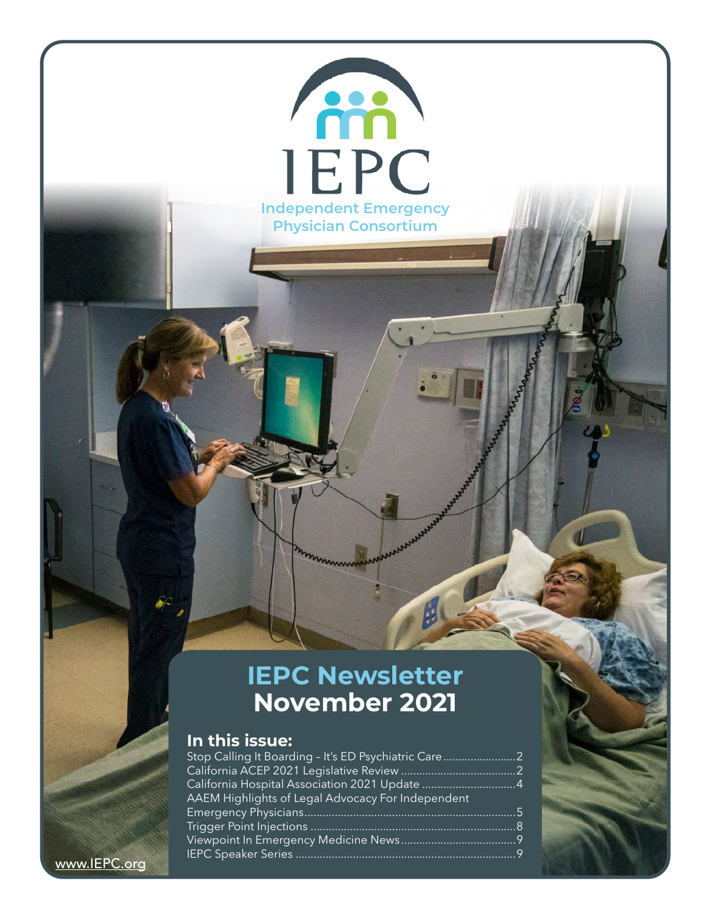# IEPC

Independent Emergency Physician Consortium

## IEPC Newsletter
## November 2021

### In this issue:

Stop Calling It Boarding – It's ED Psychiatric Care........................2
California ACEP 2021 Legislative Review ....................................2
California Hospital Association 2021 Update ..............................4
AAEM Highlights of Legal Advocacy For Independent Emergency Physicians....................................................................5
Trigger Point Injections ...................................................................8
Viewpoint In Emergency Medicine News.....................................9
IEPC Speaker Series .......................................................................9

www.IEPC.org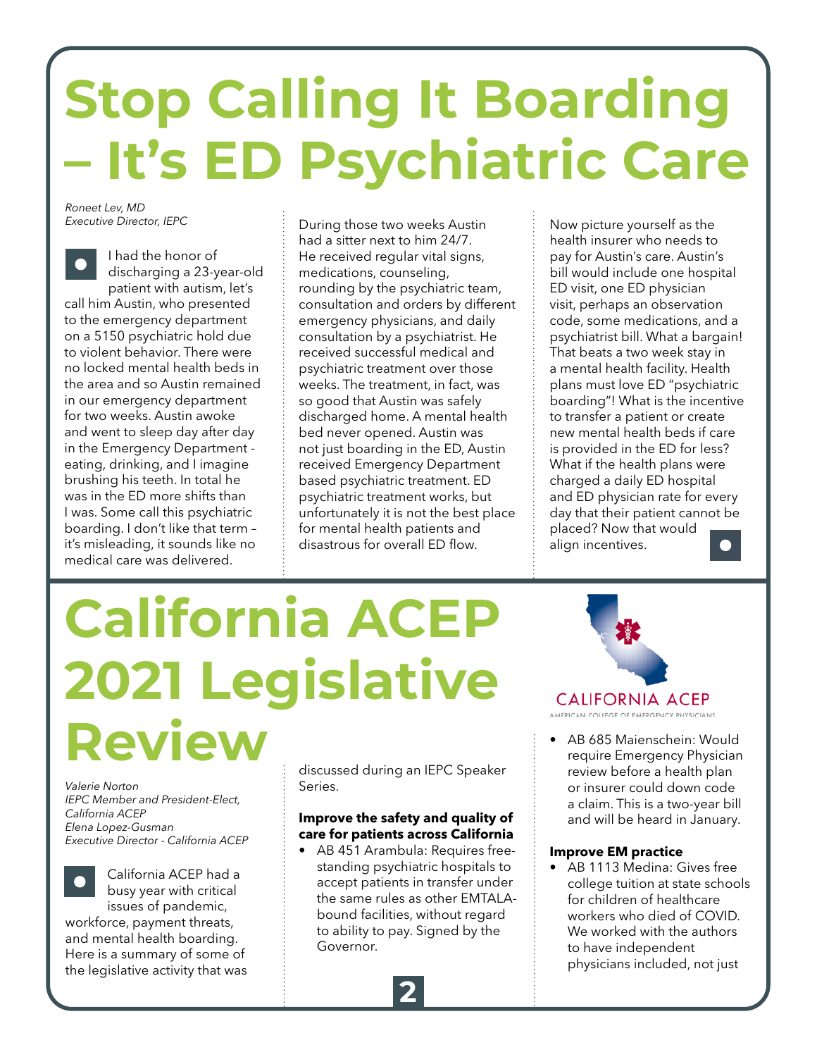# Stop Calling It Boarding – It's ED Psychiatric Care

*Roneet Lev, MD*
*Executive Director, IEPC*

I had the honor of discharging a 23-year-old patient with autism, let's call him Austin, who presented to the emergency department on a 5150 psychiatric hold due to violent behavior. There were no locked mental health beds in the area and so Austin remained in our emergency department for two weeks. Austin awoke and went to sleep day after day in the Emergency Department - eating, drinking, and I imagine brushing his teeth. In total he was in the ED more shifts than I was. Some call this psychiatric boarding. I don't like that term – it's misleading, it sounds like no medical care was delivered.

During those two weeks Austin had a sitter next to him 24/7. He received regular vital signs, medications, counseling, rounding by the psychiatric team, consultation and orders by different emergency physicians, and daily consultation by a psychiatrist. He received successful medical and psychiatric treatment over those weeks. The treatment, in fact, was so good that Austin was safely discharged home. A mental health bed never opened. Austin was not just boarding in the ED, Austin received Emergency Department based psychiatric treatment. ED psychiatric treatment works, but unfortunately it is not the best place for mental health patients and disastrous for ED flow.

Now picture yourself as the health insurer who needs to pay for Austin's care. Austin's bill would include one hospital ED visit, one ED physician visit, perhaps an observation code, some medications, and a psychiatrist bill. What a bargain! That beats a two week stay in a mental health facility. Health plans must love ED "psychiatric boarding"! What is the incentive to transfer a patient or create new mental health beds if care is provided in the ED for less? What if the health plans were charged a daily ED hospital and ED physician rate for every day that their patient cannot be placed? Now that would align incentives.

# California ACEP 2021 Legislative Review

*Valerie Norton*
*IEPC Member and President-Elect, California ACEP*
*Elena Lopez-Gusman*
*Executive Director - California ACEP*

California ACEP had a busy year with critical issues of pandemic, workforce, payment threats, and mental health boarding. Here is a summary of some of the legislative activity that was discussed during an IEPC Speaker Series.

**Improve the safety and quality of care for patients across California**

- AB 451 Arambula: Requires free-standing psychiatric hospitals to accept patients in transfer under the same rules as other EMTALA-bound facilities, without regard to ability to pay. Signed by the Governor.

CALIFORNIA ACEP
AMERICAN COLLEGE OF EMERGENCY PHYSICIANS

- AB 685 Maienschein: Would require Emergency Physician review before a health plan or insurer could down code a claim. This is a two-year bill and will be heard in January.

**Improve EM practice**

- AB 1113 Medina: Gives free college tuition at state schools for children of healthcare workers who died of COVID. We worked with the authors to have independent physicians included, not just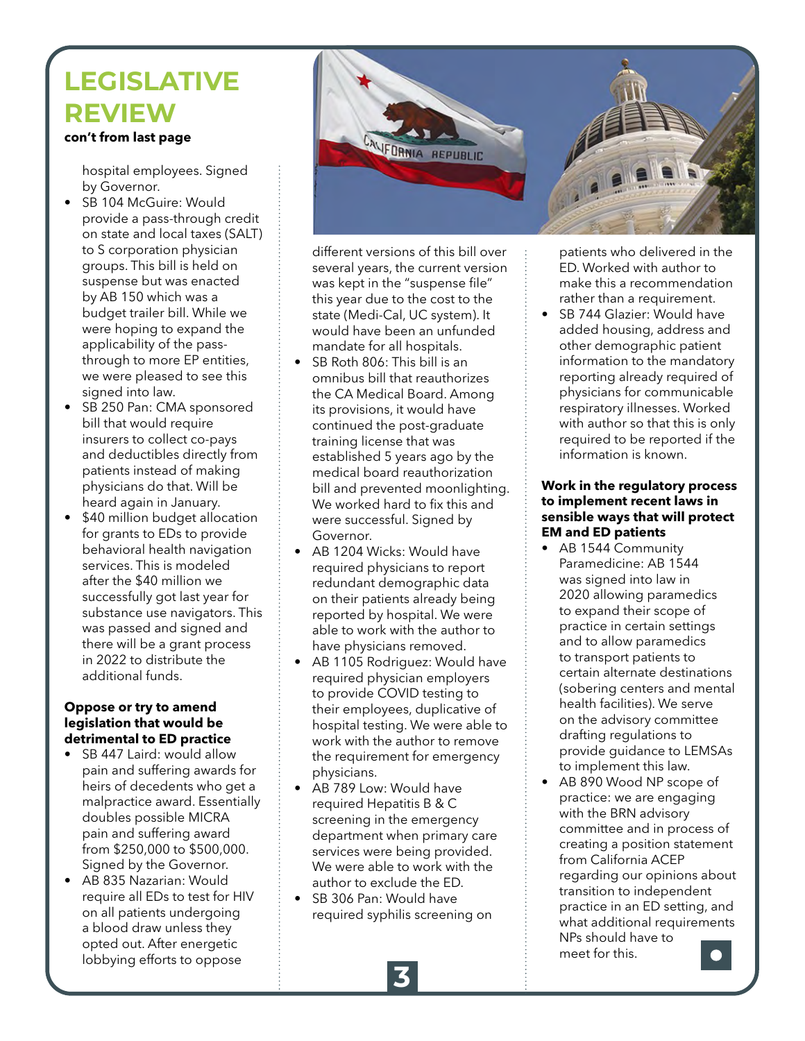## LEGISLATIVE REVIEW

**con't from last page**

hospital employees. Signed by Governor.

- SB 104 McGuire: Would provide a pass-through credit on state and local taxes (SALT) to S corporation physician groups. This bill is held on suspense but was enacted by AB 150 which was a budget trailer bill. While we were hoping to expand the applicability of the pass-through to more EP entities, we were pleased to see this signed into law.
- SB 250 Pan: CMA sponsored bill that would require insurers to collect co-pays and deductibles directly from patients instead of making physicians do that. Will be heard again in January.
- $40 million budget allocation for grants to EDs to provide behavioral health navigation services. This is modeled after the $40 million we successfully got last year for substance use navigators. This was passed and signed and there will be a grant process in 2022 to distribute the additional funds.

**Oppose or try to amend legislation that would be detrimental to ED practice**

- SB 447 Laird: would allow pain and suffering awards for heirs of decedents who get a malpractice award. Essentially doubles possible MICRA pain and suffering award from $250,000 to $500,000. Signed by the Governor.
- AB 835 Nazarian: Would require all EDs to test for HIV on all patients undergoing a blood draw unless they opted out. After energetic lobbying efforts to oppose different versions of this bill over several years, the current version was kept in the "suspense file" this year due to the cost to the state (Medi-Cal, UC system). It would have been an unfunded mandate for all hospitals.
- SB Roth 806: This bill is an omnibus bill that reauthorizes the CA Medical Board. Among its provisions, it would have continued the post-graduate training license that was established 5 years ago by the medical board reauthorization bill and prevented moonlighting. We worked hard to fix this and were successful. Signed by Governor.
- AB 1204 Wicks: Would have required physicians to report redundant demographic data on their patients already being reported by hospital. We were able to work with the author to have physicians removed.
- AB 1105 Rodriguez: Would have required physician employers to provide COVID testing to their employees, duplicative of hospital testing. We were able to work with the author to remove the requirement for emergency physicians.
- AB 789 Low: Would have required Hepatitis B & C screening in the emergency department when primary care services were being provided. We were able to work with the author to exclude the ED.
- SB 306 Pan: Would have required syphilis screening on patients who delivered in the ED. Worked with author to make this a recommendation rather than a requirement.
- SB 744 Glazier: Would have added housing, address and other demographic patient information to the mandatory reporting already required of physicians for communicable respiratory illnesses. Worked with author so that this is only required to be reported if the information is known.

**Work in the regulatory process to implement recent laws in sensible ways that will protect EM and ED patients**

- AB 1544 Community Paramedicine: AB 1544 was signed into law in 2020 allowing paramedics to expand their scope of practice in certain settings and to allow paramedics to transport patients to certain alternate destinations (sobering centers and mental health facilities). We serve on the advisory committee drafting regulations to provide guidance to LEMSAs to implement this law.
- AB 890 Wood NP scope of practice: we are engaging with the BRN advisory committee and in process of creating a position statement from California ACEP regarding our opinions about transition to independent practice in an ED setting, and what additional requirements NPs should have to meet for this.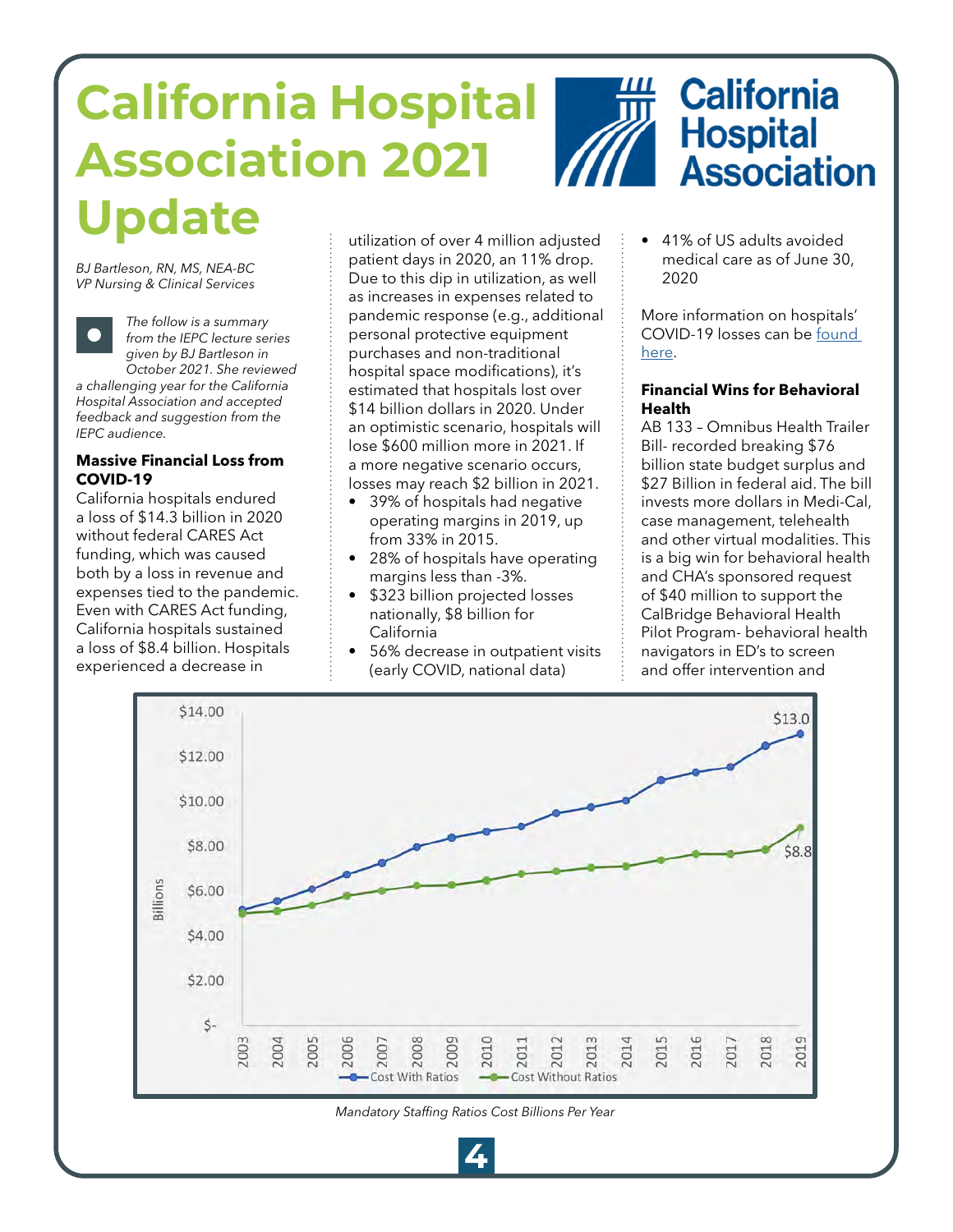# California Hospital Association 2021 Update

*BJ Bartleson, RN, MS, NEA-BC*
*VP Nursing & Clinical Services*

*The follow is a summary from the IEPC lecture series given by BJ Bartleson in October 2021. She reviewed a challenging year for the California Hospital Association and accepted feedback and suggestion from the IEPC audience.*

**Massive Financial Loss from COVID-19**

California hospitals endured a loss of $14.3 billion in 2020 without federal CARES Act funding, which was caused both by a loss in revenue and expenses tied to the pandemic. Even with CARES Act funding, California hospitals sustained a loss of $8.4 billion. Hospitals experienced a decrease in utilization of over 4 million adjusted patient days in 2020, an 11% drop. Due to this dip in utilization, as well as increases in expenses related to pandemic response (e.g., additional personal protective equipment purchases and non-traditional hospital space modifications), it's estimated that hospitals lost over $14 billion dollars in 2020. Under an optimistic scenario, hospitals will lose $600 million more in 2021. If a more negative scenario occurs, losses may reach $2 billion in 2021.

- 39% of hospitals had negative operating margins in 2019, up from 33% in 2015.
- 28% of hospitals have operating margins less than -3%.
- $323 billion projected losses nationally, $8 billion for California
- 56% decrease in outpatient visits (early COVID, national data)
- 41% of US adults avoided medical care as of June 30, 2020

More information on hospitals' COVID-19 losses can be found here.

**Financial Wins for Behavioral Health**

AB 133 – Omnibus Health Trailer Bill- recorded breaking $76 billion state budget surplus and $27 Billion in federal aid. The bill invests more dollars in Medi-Cal, case management, telehealth and other virtual modalities. This is a big win for behavioral health and CHA's sponsored request of $40 million to support the CalBridge Behavioral Health Pilot Program- behavioral health navigators in ED's to screen and offer intervention and

| Year | Cost With Ratios (Billions) | Cost Without Ratios (Billions) |
|---|---|---|
| 2003 | | |
| 2004 | | |
| 2005 | | |
| 2006 | | |
| 2007 | | |
| 2008 | | |
| 2009 | | |
| 2010 | | |
| 2011 | | |
| 2012 | | |
| 2013 | | |
| 2014 | | |
| 2015 | | |
| 2016 | | |
| 2017 | | |
| 2018 | | |
| 2019 | $13.0 | $8.8 |

*Mandatory Staffing Ratios Cost Billions Per Year*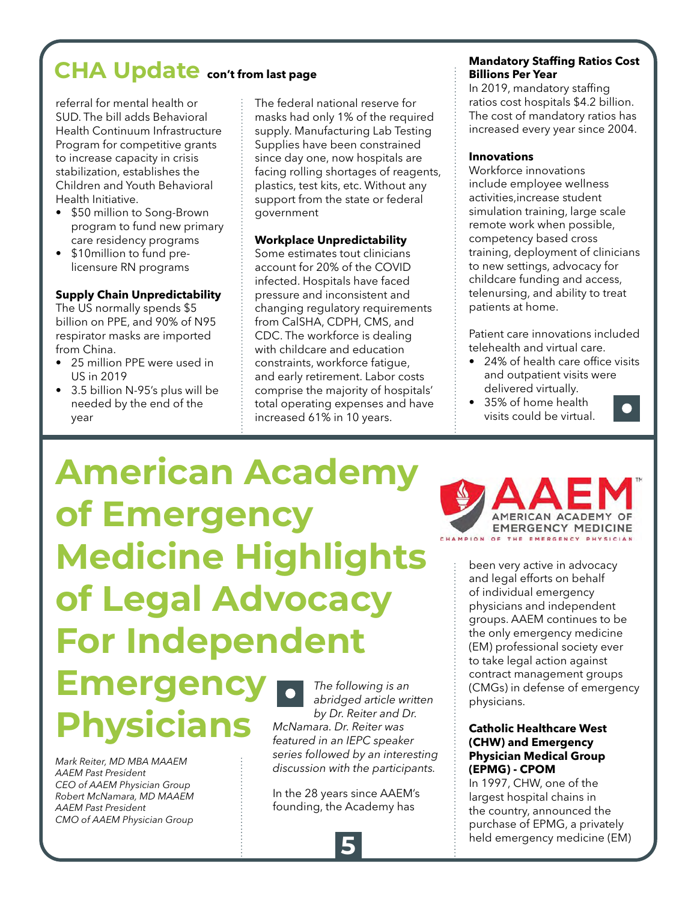## CHA Update con't from last page

referral for mental health or SUD. The bill adds Behavioral Health Continuum Infrastructure Program for competitive grants to increase capacity in crisis stabilization, establishes the Children and Youth Behavioral Health Initiative.

- $50 million to Song-Brown program to fund new primary care residency programs
- $10million to fund pre-licensure RN programs

**Supply Chain Unpredictability**
The US normally spends $5 billion on PPE, and 90% of N95 respirator masks are imported from China.

- 25 million PPE were used in US in 2019
- 3.5 billion N-95's plus will be needed by the end of the year

The federal national reserve for masks had only 1% of the required supply. Manufacturing Lab Testing Supplies have been constrained since day one, now hospitals are facing rolling shortages of reagents, plastics, test kits, etc. Without any support from the state or federal government

**Workplace Unpredictability**
Some estimates tout clinicians account for 20% of the COVID infected. Hospitals have faced pressure and inconsistent and changing regulatory requirements from CalSHA, CDPH, CMS, and CDC. The workforce is dealing with childcare and education constraints, workforce fatigue, and early retirement. Labor costs comprise the majority of hospitals' total operating expenses and have increased 61% in 10 years.

**Mandatory Staffing Ratios Cost Billions Per Year**
In 2019, mandatory staffing ratios cost hospitals $4.2 billion. The cost of mandatory ratios has increased every year since 2004.

**Innovations**
Workforce innovations include employee wellness activities,increase student simulation training, large scale remote work when possible, competency based cross training, deployment of clinicians to new settings, advocacy for childcare funding and access, telenursing, and ability to treat patients at home.

Patient care innovations included telehealth and virtual care.

- 24% of health care office visits and outpatient visits were delivered virtually.
- 35% of home health visits could be virtual.

# American Academy of Emergency Medicine Highlights of Legal Advocacy For Independent Emergency Physicians

AAEM
AMERICAN ACADEMY OF EMERGENCY MEDICINE
CHAMPION OF THE EMERGENCY PHYSICIAN

*Mark Reiter, MD MBA MAAEM*
*AAEM Past President*
*CEO of AAEM Physician Group*
*Robert McNamara, MD MAAEM*
*AAEM Past President*
*CMO of AAEM Physician Group*

*The following is an abridged article written by Dr. Reiter and Dr. McNamara. Dr. Reiter was featured in an IEPC speaker series followed by an interesting discussion with the participants.*

In the 28 years since AAEM's founding, the Academy has been very active in advocacy and legal efforts on behalf of individual emergency physicians and independent groups. AAEM continues to be the only emergency medicine (EM) professional society ever to take legal action against contract management groups (CMGs) in defense of emergency physicians.

**Catholic Healthcare West (CHW) and Emergency Physician Medical Group (EPMG) - CPOM**
In 1997, CHW, one of the largest hospital chains in the country, announced the purchase of EPMG, a privately held emergency medicine (EM)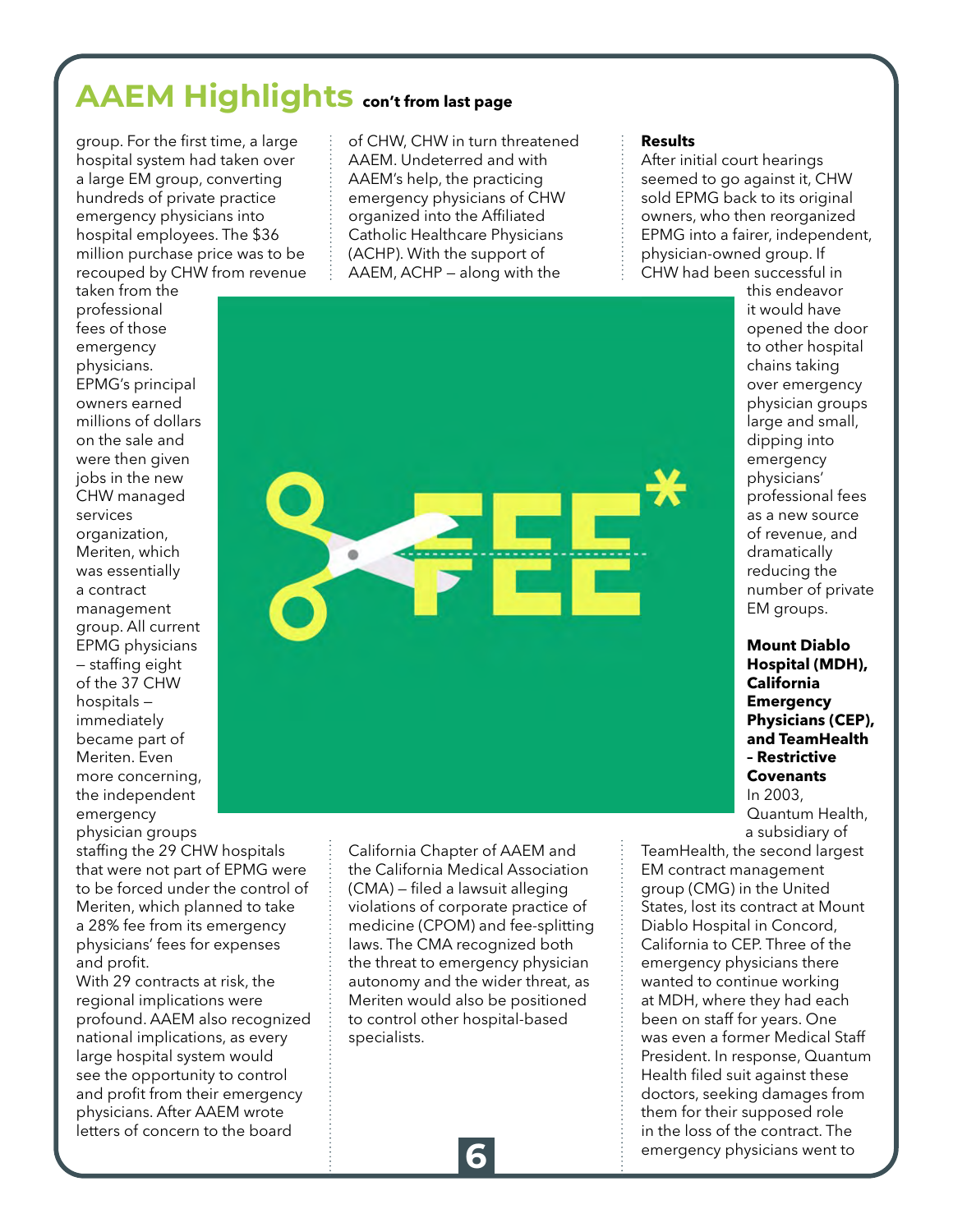# AAEM Highlights con't from last page

group. For the first time, a large hospital system had taken over a large EM group, converting hundreds of private practice emergency physicians into hospital employees. The $36 million purchase price was to be recouped by CHW from revenue taken from the professional fees of those emergency physicians. EPMG's principal owners earned millions of dollars on the sale and were then given jobs in the new CHW managed services organization, Meriten, which was essentially a contract management group. All current EPMG physicians – staffing eight of the 37 CHW hospitals – immediately became part of Meriten. Even more concerning, the independent emergency physician groups staffing the 29 CHW hospitals that were not part of EPMG were to be forced under the control of Meriten, which planned to take a 28% fee from its emergency physicians' fees for expenses and profit.

With 29 contracts at risk, the regional implications were profound. AAEM also recognized national implications, as every large hospital system would see the opportunity to control and profit from their emergency physicians. After AAEM wrote letters of concern to the board of CHW, CHW in turn threatened AAEM. Undeterred and with AAEM's help, the practicing emergency physicians of CHW organized into the Affiliated Catholic Healthcare Physicians (ACHP). With the support of AAEM, ACHP – along with the California Chapter of AAEM and the California Medical Association (CMA) – filed a lawsuit alleging violations of corporate practice of medicine (CPOM) and fee-splitting laws. The CMA recognized both the threat to emergency physician autonomy and the wider threat, as Meriten would also be positioned to control other hospital-based specialists.

**Results**

After initial court hearings seemed to go against it, CHW sold EPMG back to its original owners, who then reorganized EPMG into a fairer, independent, physician-owned group. If CHW had been successful in this endeavor it would have opened the door to other hospital chains taking over emergency physician groups large and small, dipping into emergency physicians' professional fees as a new source of revenue, and dramatically reducing the number of private EM groups.

**Mount Diablo Hospital (MDH), California Emergency Physicians (CEP), and TeamHealth – Restrictive Covenants**

In 2003, Quantum Health, a subsidiary of TeamHealth, the second largest EM contract management group (CMG) in the United States, lost its contract at Mount Diablo Hospital in Concord, California to CEP. Three of the emergency physicians there wanted to continue working at MDH, where they had each been on staff for years. One was even a former Medical Staff President. In response, Quantum Health filed suit against these doctors, seeking damages from them for their supposed role in the loss of the contract. The emergency physicians went to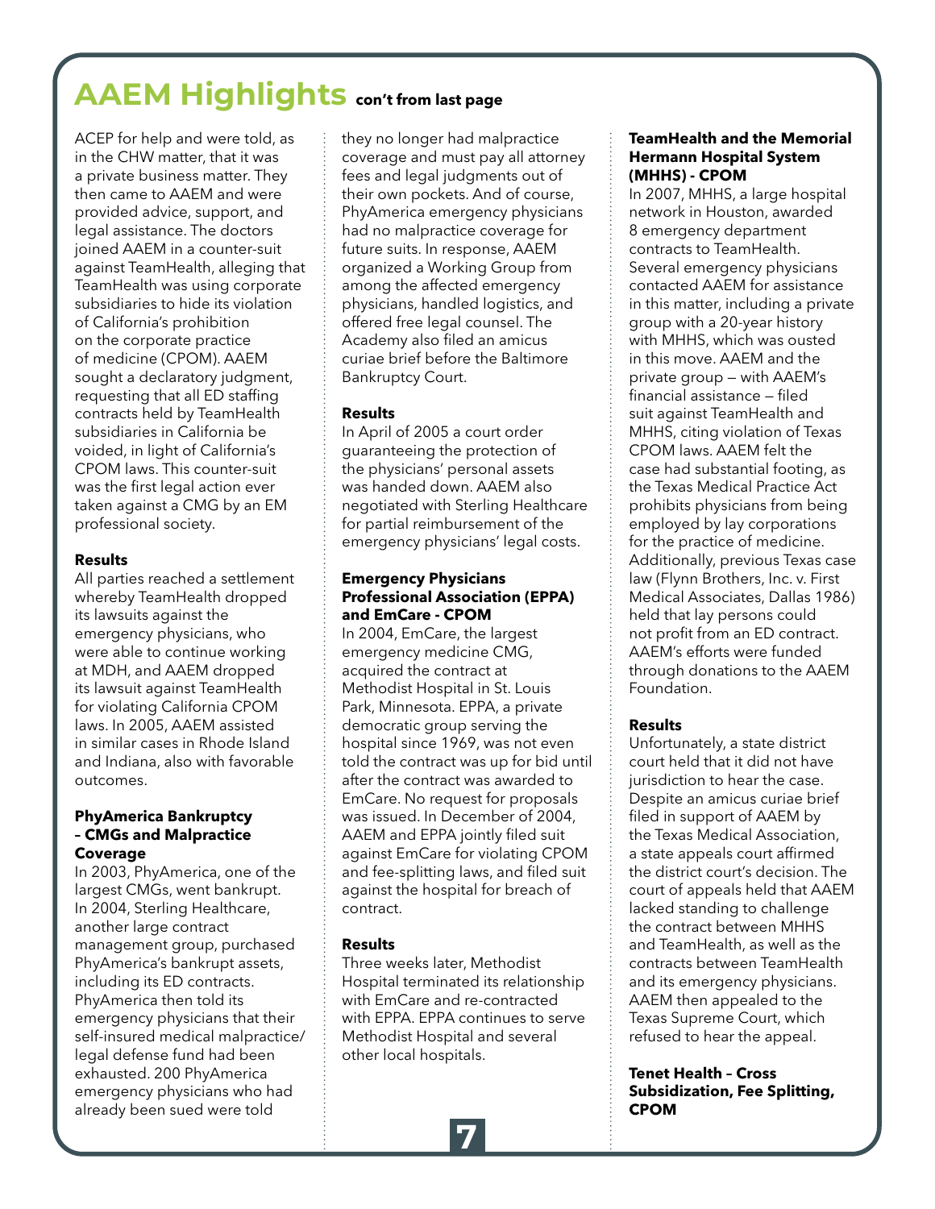# AAEM Highlights con't from last page

ACEP for help and were told, as in the CHW matter, that it was a private business matter. They then came to AAEM and were provided advice, support, and legal assistance. The doctors joined AAEM in a counter-suit against TeamHealth, alleging that TeamHealth was using corporate subsidiaries to hide its violation of California's prohibition on the corporate practice of medicine (CPOM). AAEM sought a declaratory judgment, requesting that all ED staffing contracts held by TeamHealth subsidiaries in California be voided, in light of California's CPOM laws. This counter-suit was the first legal action ever taken against a CMG by an EM professional society.

**Results**

All parties reached a settlement whereby TeamHealth dropped its lawsuits against the emergency physicians, who were able to continue working at MDH, and AAEM dropped its lawsuit against TeamHealth for violating California CPOM laws. In 2005, AAEM assisted in similar cases in Rhode Island and Indiana, also with favorable outcomes.

**PhyAmerica Bankruptcy – CMGs and Malpractice Coverage**

In 2003, PhyAmerica, one of the largest CMGs, went bankrupt. In 2004, Sterling Healthcare, another large contract management group, purchased PhyAmerica's bankrupt assets, including its ED contracts. PhyAmerica then told its emergency physicians that their self-insured medical malpractice/ legal defense fund had been exhausted. 200 PhyAmerica emergency physicians who had already been sued were told they no longer had malpractice coverage and must pay all attorney fees and legal judgments out of their own pockets. And of course, PhyAmerica emergency physicians had no malpractice coverage for future suits. In response, AAEM organized a Working Group from among the affected emergency physicians, handled logistics, and offered free legal counsel. The Academy also filed an amicus curiae brief before the Baltimore Bankruptcy Court.

**Results**

In April of 2005 a court order guaranteeing the protection of the physicians' personal assets was handed down. AAEM also negotiated with Sterling Healthcare for partial reimbursement of the emergency physicians' legal costs.

**Emergency Physicians Professional Association (EPPA) and EmCare - CPOM**

In 2004, EmCare, the largest emergency medicine CMG, acquired the contract at Methodist Hospital in St. Louis Park, Minnesota. EPPA, a private democratic group serving the hospital since 1969, was not even told the contract was up for bid until after the contract was awarded to EmCare. No request for proposals was issued. In December of 2004, AAEM and EPPA jointly filed suit against EmCare for violating CPOM and fee-splitting laws, and filed suit against the hospital for breach of contract.

**Results**

Three weeks later, Methodist Hospital terminated its relationship with EmCare and re-contracted with EPPA. EPPA continues to serve Methodist Hospital and several other local hospitals.

**TeamHealth and the Memorial Hermann Hospital System (MHHS) - CPOM**

In 2007, MHHS, a large hospital network in Houston, awarded 8 emergency department contracts to TeamHealth. Several emergency physicians contacted AAEM for assistance in this matter, including a private group with a 20-year history with MHHS, which was ousted in this move. AAEM and the private group — with AAEM's financial assistance — filed suit against TeamHealth and MHHS, citing violation of Texas CPOM laws. AAEM felt the case had substantial footing, as the Texas Medical Practice Act prohibits physicians from being employed by lay corporations for the practice of medicine. Additionally, previous Texas case law (Flynn Brothers, Inc. v. First Medical Associates, Dallas 1986) held that lay persons could not profit from an ED contract. AAEM's efforts were funded through donations to the AAEM Foundation.

**Results**

Unfortunately, a state district court held that it did not have jurisdiction to hear the case. Despite an amicus curiae brief filed in support of AAEM by the Texas Medical Association, a state appeals court affirmed the district court's decision. The court of appeals held that AAEM lacked standing to challenge the contract between MHHS and TeamHealth, as well as the contracts between TeamHealth and its emergency physicians. AAEM then appealed to the Texas Supreme Court, which refused to hear the appeal.

**Tenet Health – Cross Subsidization, Fee Splitting, CPOM**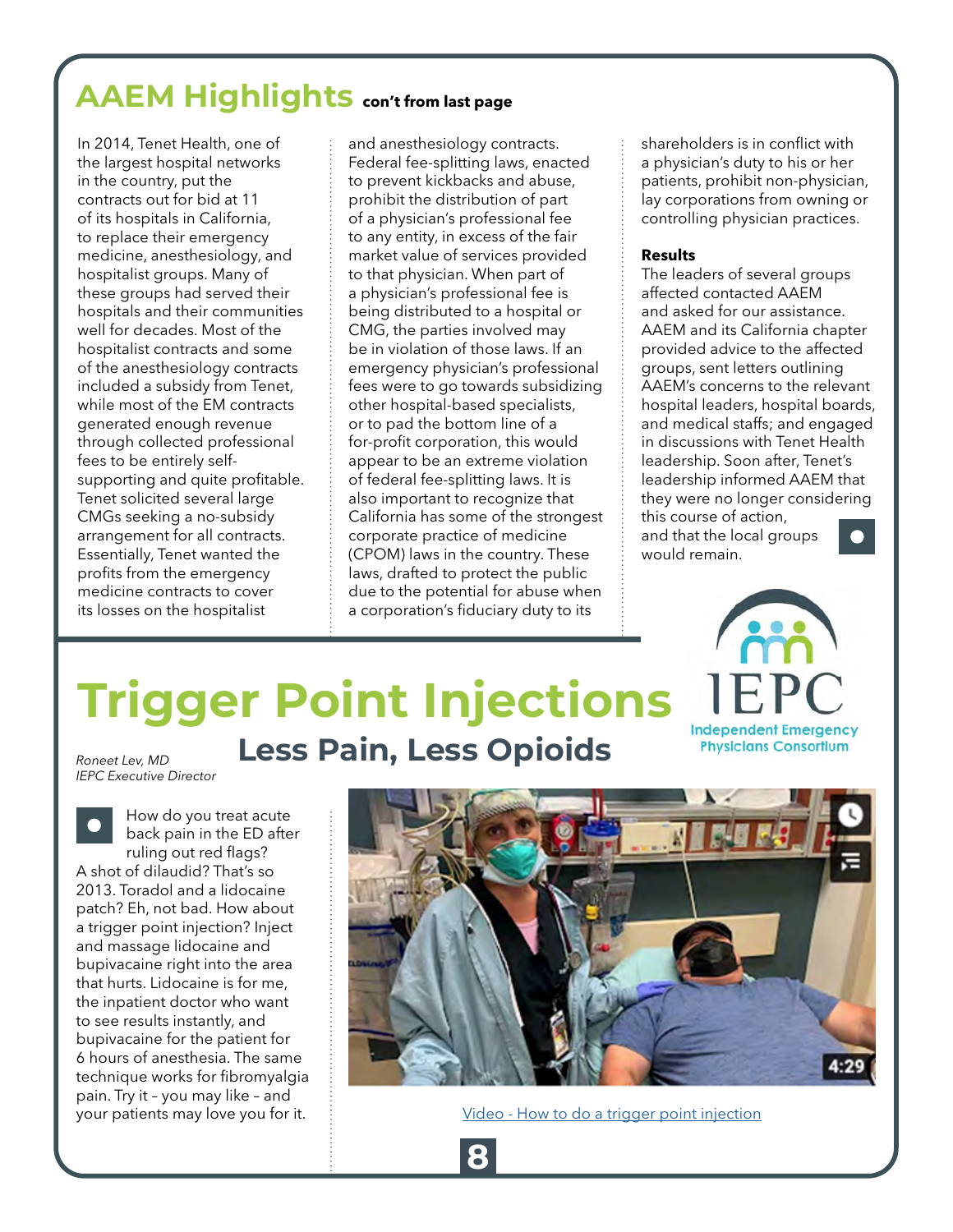## AAEM Highlights con't from last page

In 2014, Tenet Health, one of the largest hospital networks in the country, put the contracts out for bid at 11 of its hospitals in California, to replace their emergency medicine, anesthesiology, and hospitalist groups. Many of these groups had served their hospitals and their communities well for decades. Most of the hospitalist contracts and some of the anesthesiology contracts included a subsidy from Tenet, while most of the EM contracts generated enough revenue through collected professional fees to be entirely self-supporting and quite profitable. Tenet solicited several large CMGs seeking a no-subsidy arrangement for all contracts. Essentially, Tenet wanted the profits from the emergency medicine contracts to cover its losses on the hospitalist and anesthesiology contracts. Federal fee-splitting laws, enacted to prevent kickbacks and abuse, prohibit the distribution of part of a physician's professional fee to any entity, in excess of the fair market value of services provided to that physician. When part of a physician's professional fee is being distributed to a hospital or CMG, the parties involved may be in violation of those laws. If an emergency physician's professional fees were to go towards subsidizing other hospital-based specialists, or to pad the bottom line of a for-profit corporation, this would appear to be an extreme violation of federal fee-splitting laws. It is also important to recognize that California has some of the strongest corporate practice of medicine (CPOM) laws in the country. These laws, drafted to protect the public due to the potential for abuse when a corporation's fiduciary duty to its shareholders is in conflict with a physician's duty to his or her patients, prohibit non-physician, lay corporations from owning or controlling physician practices.

**Results**

The leaders of several groups affected contacted AAEM and asked for our assistance. AAEM and its California chapter provided advice to the affected groups, sent letters outlining AAEM's concerns to the relevant hospital leaders, hospital boards, and medical staffs; and engaged in discussions with Tenet Health leadership. Soon after, Tenet's leadership informed AAEM that they were no longer considering this course of action, and that the local groups would remain.

# Trigger Point Injections

## Less Pain, Less Opioids

*Roneet Lev, MD*
*IEPC Executive Director*

IEPC Independent Emergency Physicians Consortium

How do you treat acute back pain in the ED after ruling out red flags? A shot of dilaudid? That's so 2013. Toradol and a lidocaine patch? Eh, not bad. How about a trigger point injection? Inject and massage lidocaine and bupivacaine right into the area that hurts. Lidocaine is for me, the inpatient doctor who want to see results instantly, and bupivacaine for the patient for 6 hours of anesthesia. The same technique works for fibromyalgia pain. Try it – you may like – and your patients may love you for it.

Video - How to do a trigger point injection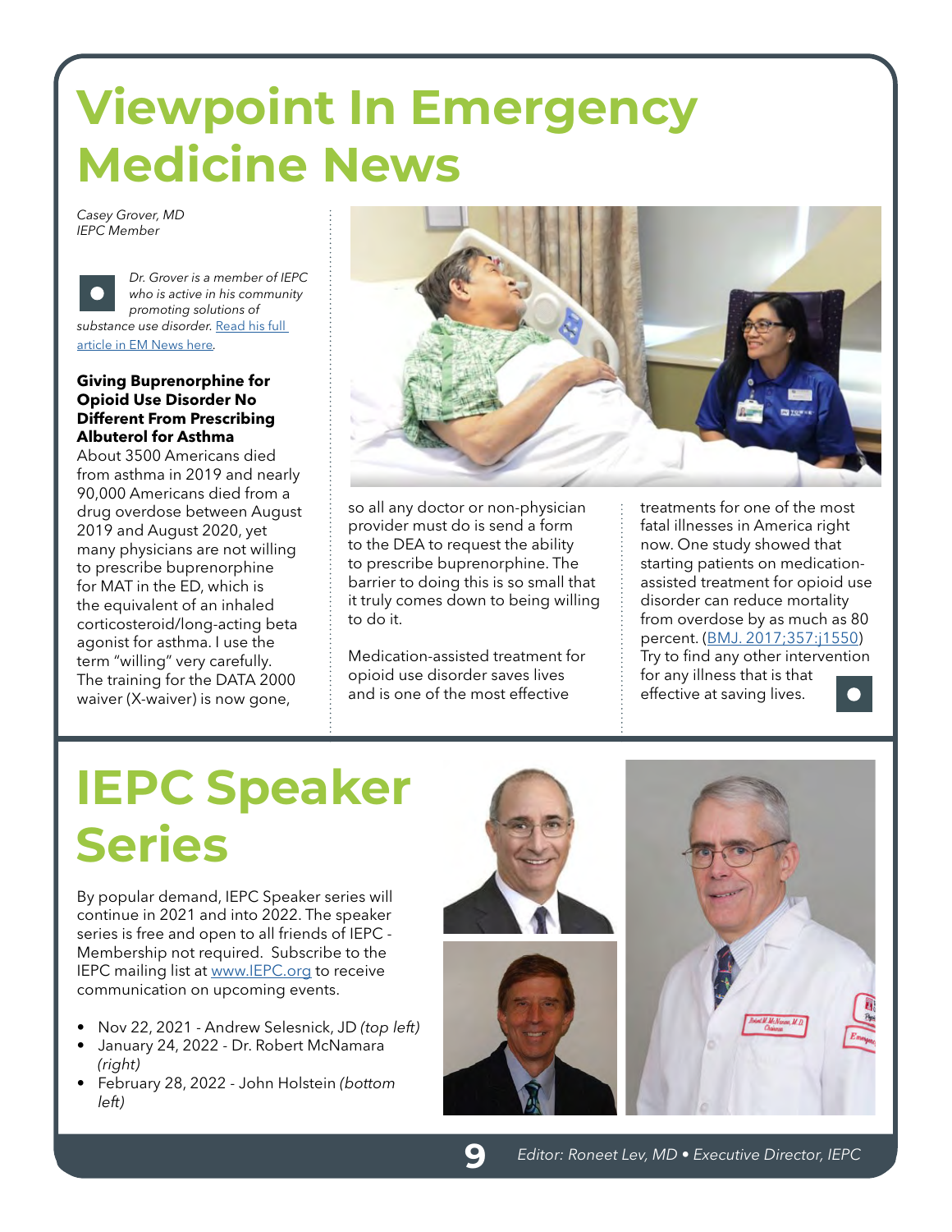# Viewpoint In Emergency Medicine News

*Casey Grover, MD*
*IEPC Member*

*Dr. Grover is a member of IEPC who is active in his community promoting solutions of substance use disorder.* [Read his full article in EM News here](#).

**Giving Buprenorphine for Opioid Use Disorder No Different From Prescribing Albuterol for Asthma**

About 3500 Americans died from asthma in 2019 and nearly 90,000 Americans died from a drug overdose between August 2019 and August 2020, yet many physicians are not willing to prescribe buprenorphine for MAT in the ED, which is the equivalent of an inhaled corticosteroid/long-acting beta agonist for asthma. I use the term "willing" very carefully. The training for the DATA 2000 waiver (X-waiver) is now gone, so all any doctor or non-physician provider must do is send a form to the DEA to request the ability to prescribe buprenorphine. The barrier to doing this is so small that it truly comes down to being willing to do it.

Medication-assisted treatment for opioid use disorder saves lives and is one of the most effective treatments for one of the most fatal illnesses in America right now. One study showed that starting patients on medication-assisted treatment for opioid use disorder can reduce mortality from overdose by as much as 80 percent. ([BMJ. 2017;357:j1550](#)) Try to find any other intervention for any illness that is that effective at saving lives.

# IEPC Speaker Series

By popular demand, IEPC Speaker series will continue in 2021 and into 2022. The speaker series is free and open to all friends of IEPC - Membership not required. Subscribe to the IEPC mailing list at [www.IEPC.org](http://www.IEPC.org) to receive communication on upcoming events.

- Nov 22, 2021 - Andrew Selesnick, JD *(top left)*
- January 24, 2022 - Dr. Robert McNamara *(right)*
- February 28, 2022 - John Holstein *(bottom left)*

Editor: Roneet Lev, MD • Executive Director, IEPC